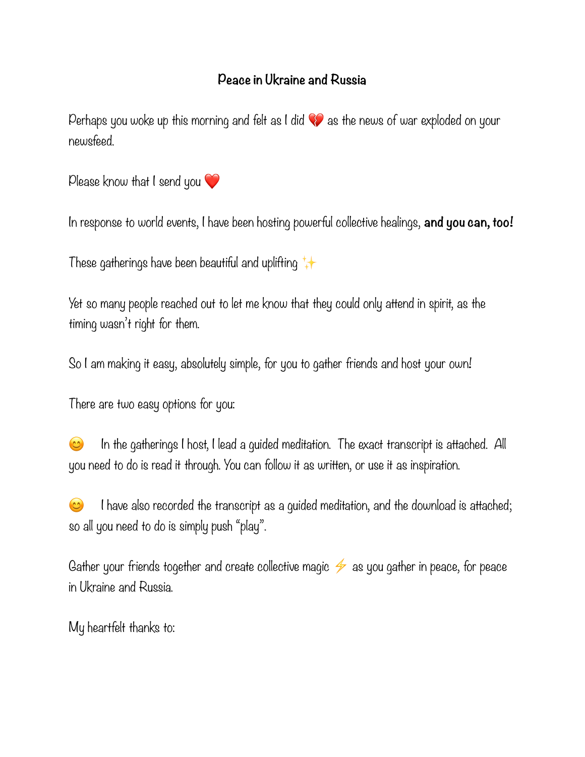# Peace in Ukraine and Russia

Perhaps you woke up this morning and felt as I did 💔 as the news of war exploded on your newsfeed.

Please know that I send you ❤️

In response to world events, I have been hosting powerful collective healings, **and you can, too!**

These gatherings have been beautiful and uplifting ✨

Yet so many people reached out to let me know that they could only attend in spirit, as the timing wasn't right for them.

So I am making it easy, absolutely simple, for you to gather friends and host your own!

There are two easy options for you:

😊 In the gatherings I host, I lead a guided meditation. The exact transcript is attached. All you need to do is read it through. You can follow it as written, or use it as inspiration.

😊 I have also recorded the transcript as a guided meditation, and the download is attached; so all you need to do is simply push "play".

Gather your friends together and create collective magic ⚡ as you gather in peace, for peace in Ukraine and Russia.

My heartfelt thanks to: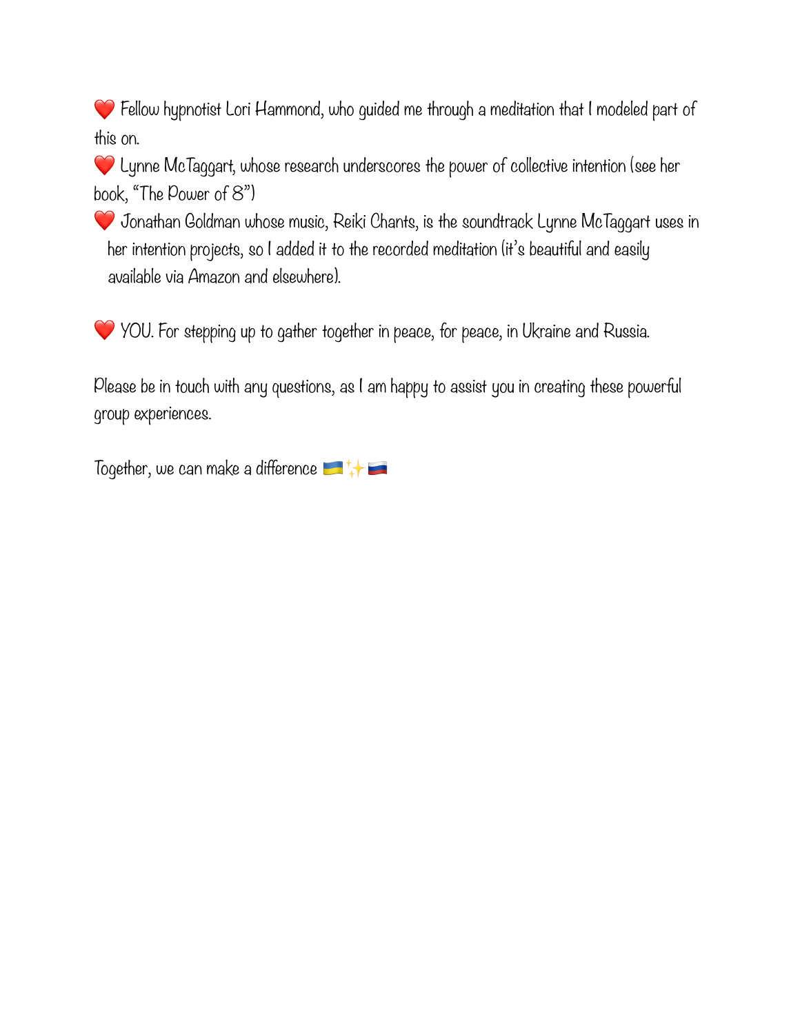❤️ Fellow hypnotist Lori Hammond, who guided me through a meditation that I modeled part of this on.
❤️ Lynne McTaggart, whose research underscores the power of collective intention (see her book, "The Power of 8")
❤️ Jonathan Goldman whose music, Reiki Chants, is the soundtrack Lynne McTaggart uses in her intention projects, so I added it to the recorded meditation (it's beautiful and easily available via Amazon and elsewhere).

❤️ YOU. For stepping up to gather together in peace, for peace, in Ukraine and Russia.

Please be in touch with any questions, as I am happy to assist you in creating these powerful group experiences.

Together, we can make a difference 🇺🇦✨🇷🇺